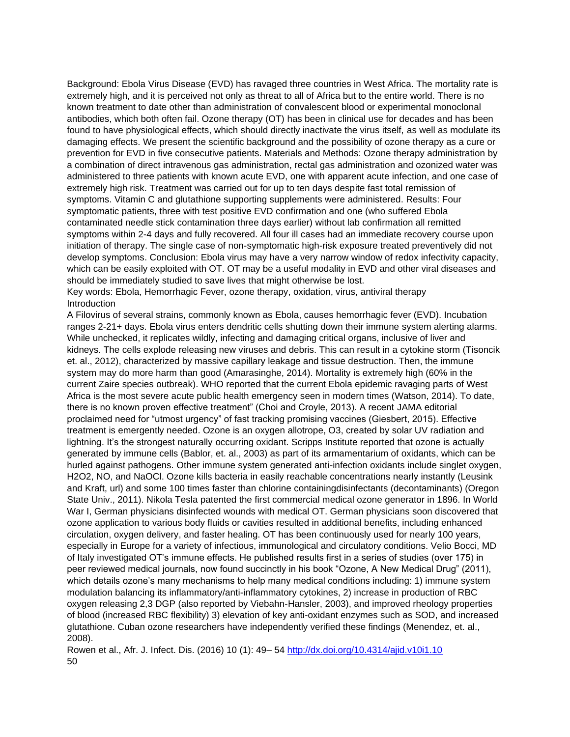Background: Ebola Virus Disease (EVD) has ravaged three countries in West Africa. The mortality rate is extremely high, and it is perceived not only as threat to all of Africa but to the entire world. There is no known treatment to date other than administration of convalescent blood or experimental monoclonal antibodies, which both often fail. Ozone therapy (OT) has been in clinical use for decades and has been found to have physiological effects, which should directly inactivate the virus itself, as well as modulate its damaging effects. We present the scientific background and the possibility of ozone therapy as a cure or prevention for EVD in five consecutive patients. Materials and Methods: Ozone therapy administration by a combination of direct intravenous gas administration, rectal gas administration and ozonized water was administered to three patients with known acute EVD, one with apparent acute infection, and one case of extremely high risk. Treatment was carried out for up to ten days despite fast total remission of symptoms. Vitamin C and glutathione supporting supplements were administered. Results: Four symptomatic patients, three with test positive EVD confirmation and one (who suffered Ebola contaminated needle stick contamination three days earlier) without lab confirmation all remitted symptoms within 2-4 days and fully recovered. All four ill cases had an immediate recovery course upon initiation of therapy. The single case of non-symptomatic high-risk exposure treated preventively did not develop symptoms. Conclusion: Ebola virus may have a very narrow window of redox infectivity capacity, which can be easily exploited with OT. OT may be a useful modality in EVD and other viral diseases and should be immediately studied to save lives that might otherwise be lost.

Key words: Ebola, Hemorrhagic Fever, ozone therapy, oxidation, virus, antiviral therapy

## Introduction

A Filovirus of several strains, commonly known as Ebola, causes hemorrhagic fever (EVD). Incubation ranges 2-21+ days. Ebola virus enters dendritic cells shutting down their immune system alerting alarms. While unchecked, it replicates wildly, infecting and damaging critical organs, inclusive of liver and kidneys. The cells explode releasing new viruses and debris. This can result in a cytokine storm (Tisoncik et. al., 2012), characterized by massive capillary leakage and tissue destruction. Then, the immune system may do more harm than good (Amarasinghe, 2014). Mortality is extremely high (60% in the current Zaire species outbreak). WHO reported that the current Ebola epidemic ravaging parts of West Africa is the most severe acute public health emergency seen in modern times (Watson, 2014). To date, there is no known proven effective treatment" (Choi and Croyle, 2013). A recent JAMA editorial proclaimed need for "utmost urgency" of fast tracking promising vaccines (Giesbert, 2015). Effective treatment is emergently needed. Ozone is an oxygen allotrope, $O_3$, created by solar UV radiation and lightning. It's the strongest naturally occurring oxidant. Scripps Institute reported that ozone is actually generated by immune cells (Bablor, et. al., 2003) as part of its armamentarium of oxidants, which can be hurled against pathogens. Other immune system generated anti-infection oxidants include singlet oxygen, $H_2O_2$, NO, and NaOCl. Ozone kills bacteria in easily reachable concentrations nearly instantly (Leusink and Kraft, url) and some 100 times faster than chlorine containingdisinfectants (decontaminants) (Oregon State Univ., 2011). Nikola Tesla patented the first commercial medical ozone generator in 1896. In World War I, German physicians disinfected wounds with medical OT. German physicians soon discovered that ozone application to various body fluids or cavities resulted in additional benefits, including enhanced circulation, oxygen delivery, and faster healing. OT has been continuously used for nearly 100 years, especially in Europe for a variety of infectious, immunological and circulatory conditions. Velio Bocci, MD of Italy investigated OT's immune effects. He published results first in a series of studies (over 175) in peer reviewed medical journals, now found succinctly in his book "Ozone, A New Medical Drug" (2011), which details ozone's many mechanisms to help many medical conditions including: 1) immune system modulation balancing its inflammatory/anti-inflammatory cytokines, 2) increase in production of RBC oxygen releasing 2,3 DGP (also reported by Viebahn-Hansler, 2003), and improved rheology properties of blood (increased RBC flexibility) 3) elevation of key anti-oxidant enzymes such as SOD, and increased glutathione. Cuban ozone researchers have independently verified these findings (Menendez, et. al., 2008).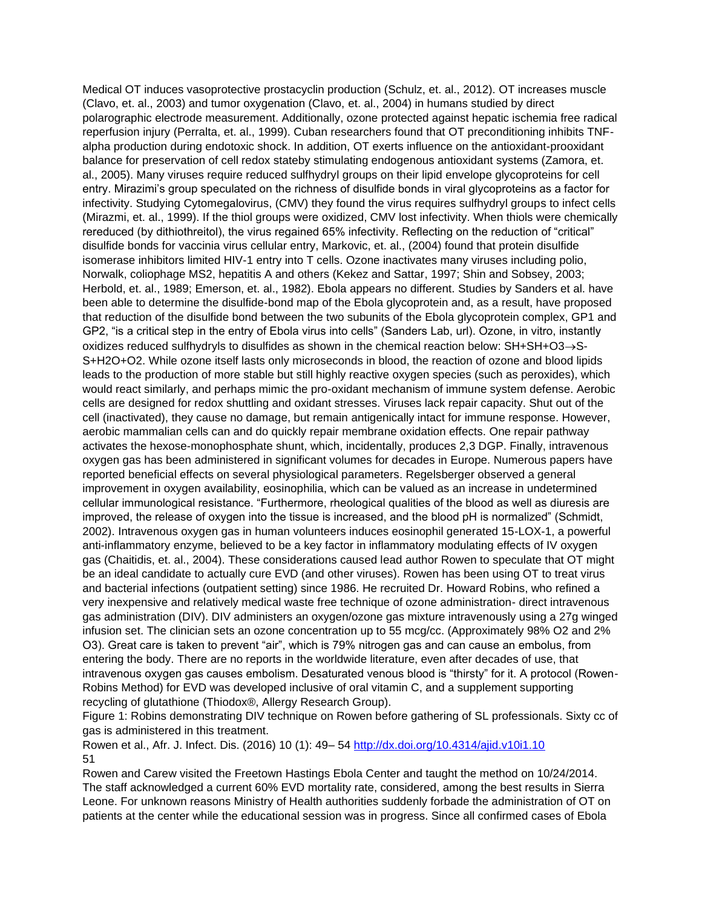Medical OT induces vasoprotective prostacyclin production (Schulz, et. al., 2012). OT increases muscle (Clavo, et. al., 2003) and tumor oxygenation (Clavo, et. al., 2004) in humans studied by direct polarographic electrode measurement. Additionally, ozone protected against hepatic ischemia free radical reperfusion injury (Perralta, et. al., 1999). Cuban researchers found that OT preconditioning inhibits TNF-alpha production during endotoxic shock. In addition, OT exerts influence on the antioxidant-prooxidant balance for preservation of cell redox stateby stimulating endogenous antioxidant systems (Zamora, et. al., 2005). Many viruses require reduced sulfhydryl groups on their lipid envelope glycoproteins for cell entry. Mirazimi's group speculated on the richness of disulfide bonds in viral glycoproteins as a factor for infectivity. Studying Cytomegalovirus, (CMV) they found the virus requires sulfhydryl groups to infect cells (Mirazmi, et. al., 1999). If the thiol groups were oxidized, CMV lost infectivity. When thiols were chemically rereduced (by dithiothreitol), the virus regained 65% infectivity. Reflecting on the reduction of "critical" disulfide bonds for vaccinia virus cellular entry, Markovic, et. al., (2004) found that protein disulfide isomerase inhibitors limited HIV-1 entry into T cells. Ozone inactivates many viruses including polio, Norwalk, coliophage MS2, hepatitis A and others (Kekez and Sattar, 1997; Shin and Sobsey, 2003; Herbold, et. al., 1989; Emerson, et. al., 1982). Ebola appears no different. Studies by Sanders et al. have been able to determine the disulfide-bond map of the Ebola glycoprotein and, as a result, have proposed that reduction of the disulfide bond between the two subunits of the Ebola glycoprotein complex, GP1 and GP2, "is a critical step in the entry of Ebola virus into cells" (Sanders Lab, url). Ozone, in vitro, instantly oxidizes reduced sulfhydryls to disulfides as shown in the chemical reaction below: $SH+SH+O_3 \rightarrow S\text{-}S+H_2O+O_2$. While ozone itself lasts only microseconds in blood, the reaction of ozone and blood lipids leads to the production of more stable but still highly reactive oxygen species (such as peroxides), which would react similarly, and perhaps mimic the pro-oxidant mechanism of immune system defense. Aerobic cells are designed for redox shuttling and oxidant stresses. Viruses lack repair capacity. Shut out of the cell (inactivated), they cause no damage, but remain antigenically intact for immune response. However, aerobic mammalian cells can and do quickly repair membrane oxidation effects. One repair pathway activates the hexose-monophosphate shunt, which, incidentally, produces 2,3 DGP. Finally, intravenous oxygen gas has been administered in significant volumes for decades in Europe. Numerous papers have reported beneficial effects on several physiological parameters. Regelsberger observed a general improvement in oxygen availability, eosinophilia, which can be valued as an increase in undetermined cellular immunological resistance. "Furthermore, rheological qualities of the blood as well as diuresis are improved, the release of oxygen into the tissue is increased, and the blood pH is normalized" (Schmidt, 2002). Intravenous oxygen gas in human volunteers induces eosinophil generated 15-LOX-1, a powerful anti-inflammatory enzyme, believed to be a key factor in inflammatory modulating effects of IV oxygen gas (Chaitidis, et. al., 2004). These considerations caused lead author Rowen to speculate that OT might be an ideal candidate to actually cure EVD (and other viruses). Rowen has been using OT to treat virus and bacterial infections (outpatient setting) since 1986. He recruited Dr. Howard Robins, who refined a very inexpensive and relatively medical waste free technique of ozone administration- direct intravenous gas administration (DIV). DIV administers an oxygen/ozone gas mixture intravenously using a 27g winged infusion set. The clinician sets an ozone concentration up to 55 mcg/cc. (Approximately 98% $O_2$ and 2% $O_3$). Great care is taken to prevent "air", which is 79% nitrogen gas and can cause an embolus, from entering the body. There are no reports in the worldwide literature, even after decades of use, that intravenous oxygen gas causes embolism. Desaturated venous blood is "thirsty" for it. A protocol (Rowen-Robins Method) for EVD was developed inclusive of oral vitamin C, and a supplement supporting recycling of glutathione (Thiodox®, Allergy Research Group).

Figure 1: Robins demonstrating DIV technique on Rowen before gathering of SL professionals. Sixty cc of gas is administered in this treatment.

Rowen and Carew visited the Freetown Hastings Ebola Center and taught the method on 10/24/2014. The staff acknowledged a current 60% EVD mortality rate, considered, among the best results in Sierra Leone. For unknown reasons Ministry of Health authorities suddenly forbade the administration of OT on patients at the center while the educational session was in progress. Since all confirmed cases of Ebola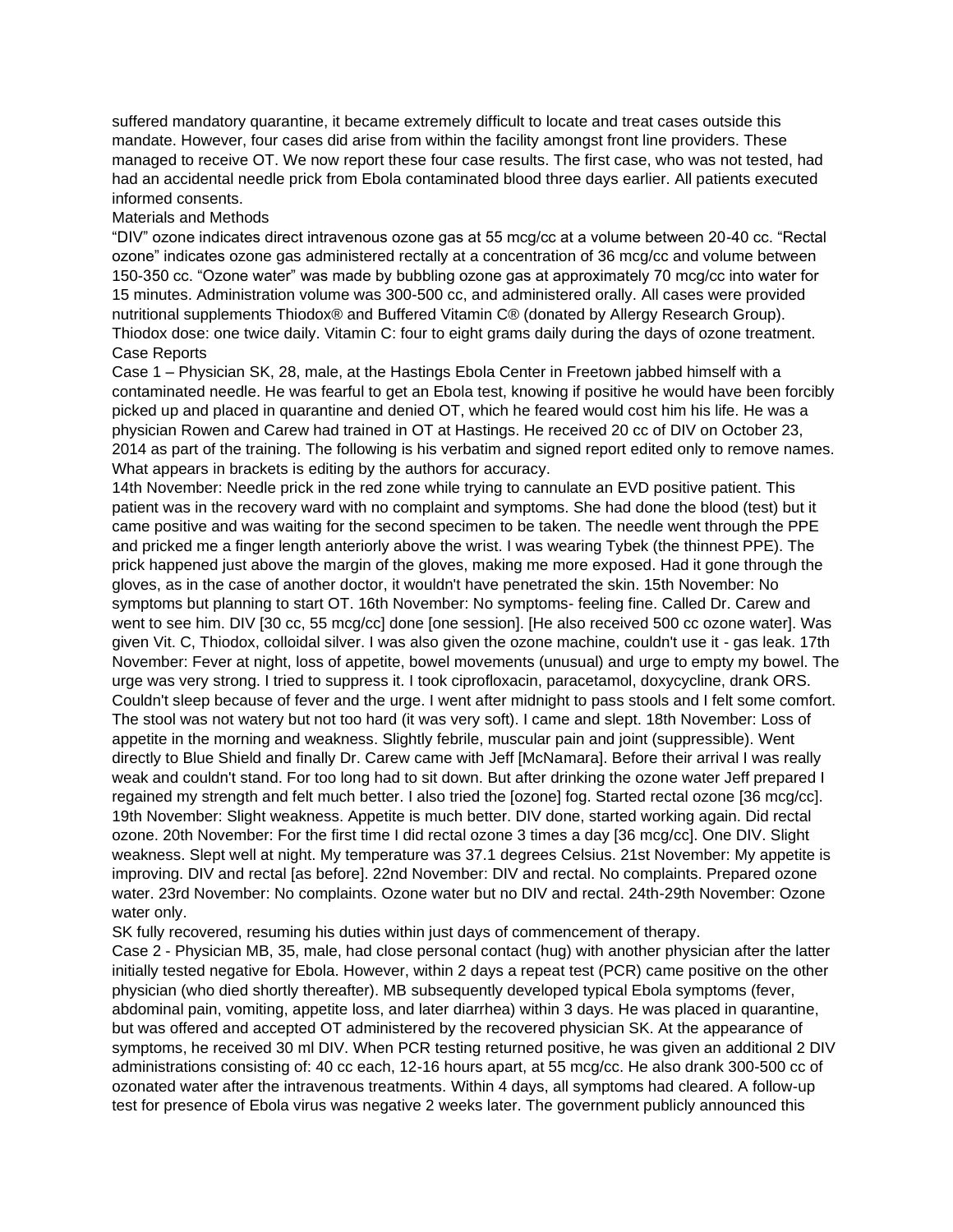suffered mandatory quarantine, it became extremely difficult to locate and treat cases outside this mandate. However, four cases did arise from within the facility amongst front line providers. These managed to receive OT. We now report these four case results. The first case, who was not tested, had had an accidental needle prick from Ebola contaminated blood three days earlier. All patients executed informed consents.

## Materials and Methods

"DIV" ozone indicates direct intravenous ozone gas at 55 mcg/cc at a volume between 20-40 cc. "Rectal ozone" indicates ozone gas administered rectally at a concentration of 36 mcg/cc and volume between 150-350 cc. "Ozone water" was made by bubbling ozone gas at approximately 70 mcg/cc into water for 15 minutes. Administration volume was 300-500 cc, and administered orally. All cases were provided nutritional supplements Thiodox® and Buffered Vitamin C® (donated by Allergy Research Group). Thiodox dose: one twice daily. Vitamin C: four to eight grams daily during the days of ozone treatment.

## Case Reports

Case 1 – Physician SK, 28, male, at the Hastings Ebola Center in Freetown jabbed himself with a contaminated needle. He was fearful to get an Ebola test, knowing if positive he would have been forcibly picked up and placed in quarantine and denied OT, which he feared would cost him his life. He was a physician Rowen and Carew had trained in OT at Hastings. He received 20 cc of DIV on October 23, 2014 as part of the training. The following is his verbatim and signed report edited only to remove names. What appears in brackets is editing by the authors for accuracy.

14th November: Needle prick in the red zone while trying to cannulate an EVD positive patient. This patient was in the recovery ward with no complaint and symptoms. She had done the blood (test) but it came positive and was waiting for the second specimen to be taken. The needle went through the PPE and pricked me a finger length anteriorly above the wrist. I was wearing Tybek (the thinnest PPE). The prick happened just above the margin of the gloves, making me more exposed. Had it gone through the gloves, as in the case of another doctor, it wouldn't have penetrated the skin. 15th November: No symptoms but planning to start OT. 16th November: No symptoms- feeling fine. Called Dr. Carew and went to see him. DIV [30 cc, 55 mcg/cc] done [one session]. [He also received 500 cc ozone water]. Was given Vit. C, Thiodox, colloidal silver. I was also given the ozone machine, couldn't use it - gas leak. 17th November: Fever at night, loss of appetite, bowel movements (unusual) and urge to empty my bowel. The urge was very strong. I tried to suppress it. I took ciprofloxacin, paracetamol, doxycycline, drank ORS. Couldn't sleep because of fever and the urge. I went after midnight to pass stools and I felt some comfort. The stool was not watery but not too hard (it was very soft). I came and slept. 18th November: Loss of appetite in the morning and weakness. Slightly febrile, muscular pain and joint (suppressible). Went directly to Blue Shield and finally Dr. Carew came with Jeff [McNamara]. Before their arrival I was really weak and couldn't stand. For too long had to sit down. But after drinking the ozone water Jeff prepared I regained my strength and felt much better. I also tried the [ozone] fog. Started rectal ozone [36 mcg/cc]. 19th November: Slight weakness. Appetite is much better. DIV done, started working again. Did rectal ozone. 20th November: For the first time I did rectal ozone 3 times a day [36 mcg/cc]. One DIV. Slight weakness. Slept well at night. My temperature was 37.1 degrees Celsius. 21st November: My appetite is improving. DIV and rectal [as before]. 22nd November: DIV and rectal. No complaints. Prepared ozone water. 23rd November: No complaints. Ozone water but no DIV and rectal. 24th-29th November: Ozone water only.

SK fully recovered, resuming his duties within just days of commencement of therapy.

Case 2 - Physician MB, 35, male, had close personal contact (hug) with another physician after the latter initially tested negative for Ebola. However, within 2 days a repeat test (PCR) came positive on the other physician (who died shortly thereafter). MB subsequently developed typical Ebola symptoms (fever, abdominal pain, vomiting, appetite loss, and later diarrhea) within 3 days. He was placed in quarantine, but was offered and accepted OT administered by the recovered physician SK. At the appearance of symptoms, he received 30 ml DIV. When PCR testing returned positive, he was given an additional 2 DIV administrations consisting of: 40 cc each, 12-16 hours apart, at 55 mcg/cc. He also drank 300-500 cc of ozonated water after the intravenous treatments. Within 4 days, all symptoms had cleared. A follow-up test for presence of Ebola virus was negative 2 weeks later. The government publicly announced this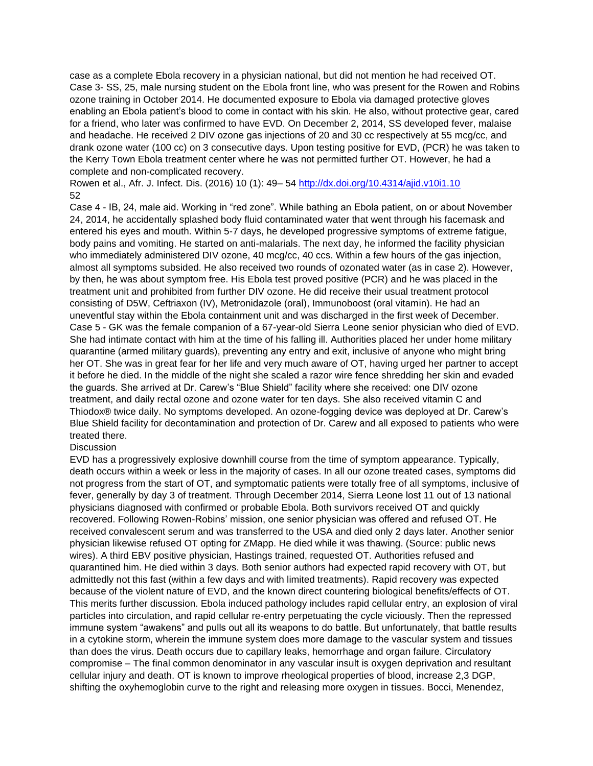case as a complete Ebola recovery in a physician national, but did not mention he had received OT.

Case 3- SS, 25, male nursing student on the Ebola front line, who was present for the Rowen and Robins ozone training in October 2014. He documented exposure to Ebola via damaged protective gloves enabling an Ebola patient's blood to come in contact with his skin. He also, without protective gear, cared for a friend, who later was confirmed to have EVD. On December 2, 2014, SS developed fever, malaise and headache. He received 2 DIV ozone gas injections of 20 and 30 cc respectively at 55 mcg/cc, and drank ozone water (100 cc) on 3 consecutive days. Upon testing positive for EVD, (PCR) he was taken to the Kerry Town Ebola treatment center where he was not permitted further OT. However, he had a complete and non-complicated recovery.

Case 4 - IB, 24, male aid. Working in "red zone". While bathing an Ebola patient, on or about November 24, 2014, he accidentally splashed body fluid contaminated water that went through his facemask and entered his eyes and mouth. Within 5-7 days, he developed progressive symptoms of extreme fatigue, body pains and vomiting. He started on anti-malarials. The next day, he informed the facility physician who immediately administered DIV ozone, 40 mcg/cc, 40 ccs. Within a few hours of the gas injection, almost all symptoms subsided. He also received two rounds of ozonated water (as in case 2). However, by then, he was about symptom free. His Ebola test proved positive (PCR) and he was placed in the treatment unit and prohibited from further DIV ozone. He did receive their usual treatment protocol consisting of D5W, Ceftriaxon (IV), Metronidazole (oral), Immunoboost (oral vitamin). He had an uneventful stay within the Ebola containment unit and was discharged in the first week of December.

Case 5 - GK was the female companion of a 67-year-old Sierra Leone senior physician who died of EVD. She had intimate contact with him at the time of his falling ill. Authorities placed her under home military quarantine (armed military guards), preventing any entry and exit, inclusive of anyone who might bring her OT. She was in great fear for her life and very much aware of OT, having urged her partner to accept it before he died. In the middle of the night she scaled a razor wire fence shredding her skin and evaded the guards. She arrived at Dr. Carew's "Blue Shield" facility where she received: one DIV ozone treatment, and daily rectal ozone and ozone water for ten days. She also received vitamin C and Thiodox® twice daily. No symptoms developed. An ozone-fogging device was deployed at Dr. Carew's Blue Shield facility for decontamination and protection of Dr. Carew and all exposed to patients who were treated there.

## Discussion

EVD has a progressively explosive downhill course from the time of symptom appearance. Typically, death occurs within a week or less in the majority of cases. In all our ozone treated cases, symptoms did not progress from the start of OT, and symptomatic patients were totally free of all symptoms, inclusive of fever, generally by day 3 of treatment. Through December 2014, Sierra Leone lost 11 out of 13 national physicians diagnosed with confirmed or probable Ebola. Both survivors received OT and quickly recovered. Following Rowen-Robins' mission, one senior physician was offered and refused OT. He received convalescent serum and was transferred to the USA and died only 2 days later. Another senior physician likewise refused OT opting for ZMapp. He died while it was thawing. (Source: public news wires). A third EBV positive physician, Hastings trained, requested OT. Authorities refused and quarantined him. He died within 3 days. Both senior authors had expected rapid recovery with OT, but admittedly not this fast (within a few days and with limited treatments). Rapid recovery was expected because of the violent nature of EVD, and the known direct countering biological benefits/effects of OT. This merits further discussion. Ebola induced pathology includes rapid cellular entry, an explosion of viral particles into circulation, and rapid cellular re-entry perpetuating the cycle viciously. Then the repressed immune system "awakens" and pulls out all its weapons to do battle. But unfortunately, that battle results in a cytokine storm, wherein the immune system does more damage to the vascular system and tissues than does the virus. Death occurs due to capillary leaks, hemorrhage and organ failure. Circulatory compromise – The final common denominator in any vascular insult is oxygen deprivation and resultant cellular injury and death. OT is known to improve rheological properties of blood, increase 2,3 DGP, shifting the oxyhemoglobin curve to the right and releasing more oxygen in tissues. Bocci, Menendez,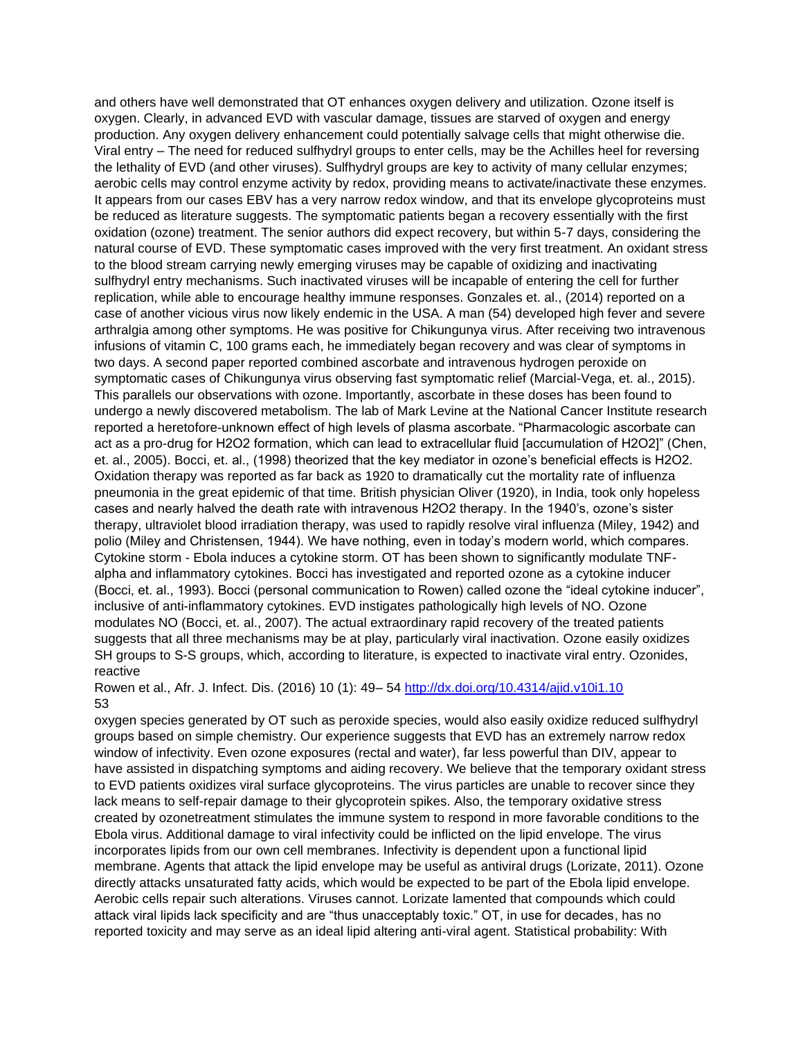and others have well demonstrated that OT enhances oxygen delivery and utilization. Ozone itself is oxygen. Clearly, in advanced EVD with vascular damage, tissues are starved of oxygen and energy production. Any oxygen delivery enhancement could potentially salvage cells that might otherwise die. Viral entry – The need for reduced sulfhydryl groups to enter cells, may be the Achilles heel for reversing the lethality of EVD (and other viruses). Sulfhydryl groups are key to activity of many cellular enzymes; aerobic cells may control enzyme activity by redox, providing means to activate/inactivate these enzymes. It appears from our cases EBV has a very narrow redox window, and that its envelope glycoproteins must be reduced as literature suggests. The symptomatic patients began a recovery essentially with the first oxidation (ozone) treatment. The senior authors did expect recovery, but within 5-7 days, considering the natural course of EVD. These symptomatic cases improved with the very first treatment. An oxidant stress to the blood stream carrying newly emerging viruses may be capable of oxidizing and inactivating sulfhydryl entry mechanisms. Such inactivated viruses will be incapable of entering the cell for further replication, while able to encourage healthy immune responses. Gonzales et. al., (2014) reported on a case of another vicious virus now likely endemic in the USA. A man (54) developed high fever and severe arthralgia among other symptoms. He was positive for Chikungunya virus. After receiving two intravenous infusions of vitamin C, 100 grams each, he immediately began recovery and was clear of symptoms in two days. A second paper reported combined ascorbate and intravenous hydrogen peroxide on symptomatic cases of Chikungunya virus observing fast symptomatic relief (Marcial-Vega, et. al., 2015). This parallels our observations with ozone. Importantly, ascorbate in these doses has been found to undergo a newly discovered metabolism. The lab of Mark Levine at the National Cancer Institute research reported a heretofore-unknown effect of high levels of plasma ascorbate. "Pharmacologic ascorbate can act as a pro-drug for $H_2O_2$ formation, which can lead to extracellular fluid [accumulation of $H_2O_2$]" (Chen, et. al., 2005). Bocci, et. al., (1998) theorized that the key mediator in ozone's beneficial effects is $H_2O_2$. Oxidation therapy was reported as far back as 1920 to dramatically cut the mortality rate of influenza pneumonia in the great epidemic of that time. British physician Oliver (1920), in India, took only hopeless cases and nearly halved the death rate with intravenous $H_2O_2$ therapy. In the 1940's, ozone's sister therapy, ultraviolet blood irradiation therapy, was used to rapidly resolve viral influenza (Miley, 1942) and polio (Miley and Christensen, 1944). We have nothing, even in today's modern world, which compares. Cytokine storm - Ebola induces a cytokine storm. OT has been shown to significantly modulate TNF-alpha and inflammatory cytokines. Bocci has investigated and reported ozone as a cytokine inducer (Bocci, et. al., 1993). Bocci (personal communication to Rowen) called ozone the "ideal cytokine inducer", inclusive of anti-inflammatory cytokines. EVD instigates pathologically high levels of NO. Ozone modulates NO (Bocci, et. al., 2007). The actual extraordinary rapid recovery of the treated patients suggests that all three mechanisms may be at play, particularly viral inactivation. Ozone easily oxidizes SH groups to S-S groups, which, according to literature, is expected to inactivate viral entry. Ozonides, reactive oxygen species generated by OT such as peroxide species, would also easily oxidize reduced sulfhydryl groups based on simple chemistry. Our experience suggests that EVD has an extremely narrow redox window of infectivity. Even ozone exposures (rectal and water), far less powerful than DIV, appear to have assisted in dispatching symptoms and aiding recovery. We believe that the temporary oxidant stress to EVD patients oxidizes viral surface glycoproteins. The virus particles are unable to recover since they lack means to self-repair damage to their glycoprotein spikes. Also, the temporary oxidative stress created by ozonetreatment stimulates the immune system to respond in more favorable conditions to the Ebola virus. Additional damage to viral infectivity could be inflicted on the lipid envelope. The virus incorporates lipids from our own cell membranes. Infectivity is dependent upon a functional lipid membrane. Agents that attack the lipid envelope may be useful as antiviral drugs (Lorizate, 2011). Ozone directly attacks unsaturated fatty acids, which would be expected to be part of the Ebola lipid envelope. Aerobic cells repair such alterations. Viruses cannot. Lorizate lamented that compounds which could attack viral lipids lack specificity and are "thus unacceptably toxic." OT, in use for decades, has no reported toxicity and may serve as an ideal lipid altering anti-viral agent. Statistical probability: With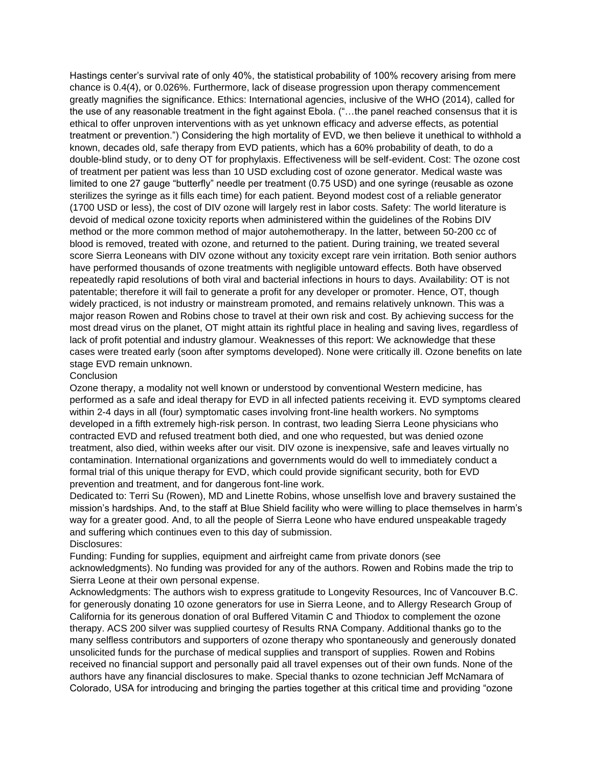Hastings center's survival rate of only 40%, the statistical probability of 100% recovery arising from mere chance is $0.4^{(4)}$, or 0.026%. Furthermore, lack of disease progression upon therapy commencement greatly magnifies the significance. Ethics: International agencies, inclusive of the WHO (2014), called for the use of any reasonable treatment in the fight against Ebola. ("…the panel reached consensus that it is ethical to offer unproven interventions with as yet unknown efficacy and adverse effects, as potential treatment or prevention.") Considering the high mortality of EVD, we then believe it unethical to withhold a known, decades old, safe therapy from EVD patients, which has a 60% probability of death, to do a double-blind study, or to deny OT for prophylaxis. Effectiveness will be self-evident. Cost: The ozone cost of treatment per patient was less than 10 USD excluding cost of ozone generator. Medical waste was limited to one 27 gauge "butterfly" needle per treatment (0.75 USD) and one syringe (reusable as ozone sterilizes the syringe as it fills each time) for each patient. Beyond modest cost of a reliable generator (1700 USD or less), the cost of DIV ozone will largely rest in labor costs. Safety: The world literature is devoid of medical ozone toxicity reports when administered within the guidelines of the Robins DIV method or the more common method of major autohemotherapy. In the latter, between 50-200 cc of blood is removed, treated with ozone, and returned to the patient. During training, we treated several score Sierra Leoneans with DIV ozone without any toxicity except rare vein irritation. Both senior authors have performed thousands of ozone treatments with negligible untoward effects. Both have observed repeatedly rapid resolutions of both viral and bacterial infections in hours to days. Availability: OT is not patentable; therefore it will fail to generate a profit for any developer or promoter. Hence, OT, though widely practiced, is not industry or mainstream promoted, and remains relatively unknown. This was a major reason Rowen and Robins chose to travel at their own risk and cost. By achieving success for the most dread virus on the planet, OT might attain its rightful place in healing and saving lives, regardless of lack of profit potential and industry glamour. Weaknesses of this report: We acknowledge that these cases were treated early (soon after symptoms developed). None were critically ill. Ozone benefits on late stage EVD remain unknown.

## Conclusion

Ozone therapy, a modality not well known or understood by conventional Western medicine, has performed as a safe and ideal therapy for EVD in all infected patients receiving it. EVD symptoms cleared within 2-4 days in all (four) symptomatic cases involving front-line health workers. No symptoms developed in a fifth extremely high-risk person. In contrast, two leading Sierra Leone physicians who contracted EVD and refused treatment both died, and one who requested, but was denied ozone treatment, also died, within weeks after our visit. DIV ozone is inexpensive, safe and leaves virtually no contamination. International organizations and governments would do well to immediately conduct a formal trial of this unique therapy for EVD, which could provide significant security, both for EVD prevention and treatment, and for dangerous font-line work.

Dedicated to: Terri Su (Rowen), MD and Linette Robins, whose unselfish love and bravery sustained the mission's hardships. And, to the staff at Blue Shield facility who were willing to place themselves in harm's way for a greater good. And, to all the people of Sierra Leone who have endured unspeakable tragedy and suffering which continues even to this day of submission.

Disclosures:

Funding: Funding for supplies, equipment and airfreight came from private donors (see acknowledgments). No funding was provided for any of the authors. Rowen and Robins made the trip to Sierra Leone at their own personal expense.

Acknowledgments: The authors wish to express gratitude to Longevity Resources, Inc of Vancouver B.C. for generously donating 10 ozone generators for use in Sierra Leone, and to Allergy Research Group of California for its generous donation of oral Buffered Vitamin C and Thiodox to complement the ozone therapy. ACS 200 silver was supplied courtesy of Results RNA Company. Additional thanks go to the many selfless contributors and supporters of ozone therapy who spontaneously and generously donated unsolicited funds for the purchase of medical supplies and transport of supplies. Rowen and Robins received no financial support and personally paid all travel expenses out of their own funds. None of the authors have any financial disclosures to make. Special thanks to ozone technician Jeff McNamara of Colorado, USA for introducing and bringing the parties together at this critical time and providing "ozone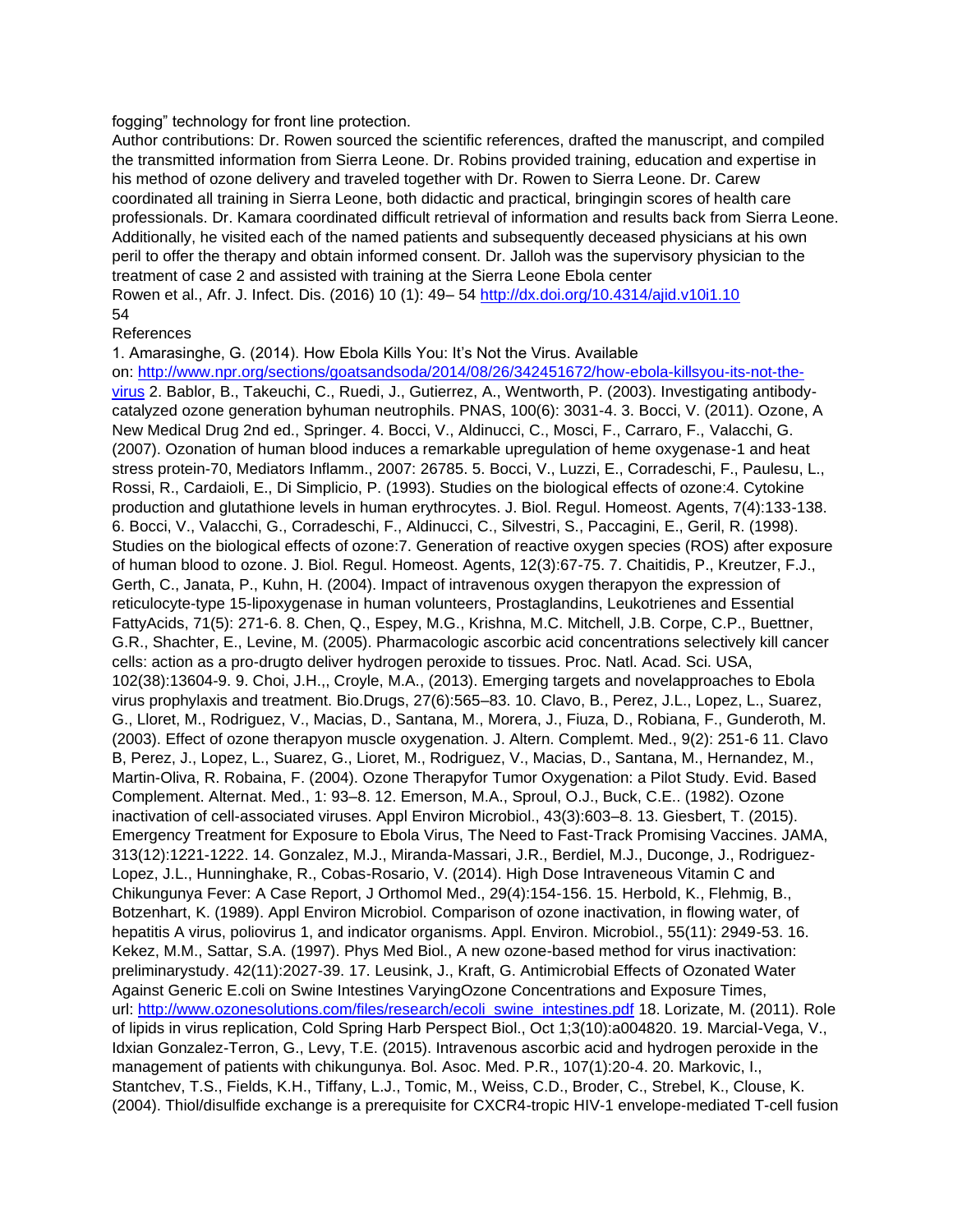fogging" technology for front line protection.

Author contributions: Dr. Rowen sourced the scientific references, drafted the manuscript, and compiled the transmitted information from Sierra Leone. Dr. Robins provided training, education and expertise in his method of ozone delivery and traveled together with Dr. Rowen to Sierra Leone. Dr. Carew coordinated all training in Sierra Leone, both didactic and practical, bringingin scores of health care professionals. Dr. Kamara coordinated difficult retrieval of information and results back from Sierra Leone. Additionally, he visited each of the named patients and subsequently deceased physicians at his own peril to offer the therapy and obtain informed consent. Dr. Jalloh was the supervisory physician to the treatment of case 2 and assisted with training at the Sierra Leone Ebola center

## References

1. Amarasinghe, G. (2014). How Ebola Kills You: It's Not the Virus. Available on: http://www.npr.org/sections/goatsandsoda/2014/08/26/342451672/how-ebola-killsyou-its-not-the-virus 2. Bablor, B., Takeuchi, C., Ruedi, J., Gutierrez, A., Wentworth, P. (2003). Investigating antibody-catalyzed ozone generation byhuman neutrophils. PNAS, 100(6): 3031-4. 3. Bocci, V. (2011). Ozone, A New Medical Drug 2nd ed., Springer. 4. Bocci, V., Aldinucci, C., Mosci, F., Carraro, F., Valacchi, G. (2007). Ozonation of human blood induces a remarkable upregulation of heme oxygenase-1 and heat stress protein-70, Mediators Inflamm., 2007: 26785. 5. Bocci, V., Luzzi, E., Corradeschi, F., Paulesu, L., Rossi, R., Cardaioli, E., Di Simplicio, P. (1993). Studies on the biological effects of ozone:4. Cytokine production and glutathione levels in human erythrocytes. J. Biol. Regul. Homeost. Agents, 7(4):133-138. 6. Bocci, V., Valacchi, G., Corradeschi, F., Aldinucci, C., Silvestri, S., Paccagini, E., Geril, R. (1998). Studies on the biological effects of ozone:7. Generation of reactive oxygen species (ROS) after exposure of human blood to ozone. J. Biol. Regul. Homeost. Agents, 12(3):67-75. 7. Chaitidis, P., Kreutzer, F.J., Gerth, C., Janata, P., Kuhn, H. (2004). Impact of intravenous oxygen therapyon the expression of reticulocyte-type 15-lipoxygenase in human volunteers, Prostaglandins, Leukotrienes and Essential FattyAcids, 71(5): 271-6. 8. Chen, Q., Espey, M.G., Krishna, M.C. Mitchell, J.B. Corpe, C.P., Buettner, G.R., Shachter, E., Levine, M. (2005). Pharmacologic ascorbic acid concentrations selectively kill cancer cells: action as a pro-drugto deliver hydrogen peroxide to tissues. Proc. Natl. Acad. Sci. USA, 102(38):13604-9. 9. Choi, J.H.,, Croyle, M.A., (2013). Emerging targets and novelapproaches to Ebola virus prophylaxis and treatment. Bio.Drugs, 27(6):565–83. 10. Clavo, B., Perez, J.L., Lopez, L., Suarez, G., Lloret, M., Rodriguez, V., Macias, D., Santana, M., Morera, J., Fiuza, D., Robiana, F., Gunderoth, M. (2003). Effect of ozone therapyon muscle oxygenation. J. Altern. Complemt. Med., 9(2): 251-6 11. Clavo B, Perez, J., Lopez, L., Suarez, G., Lioret, M., Rodriguez, V., Macias, D., Santana, M., Hernandez, M., Martin-Oliva, R. Robaina, F. (2004). Ozone Therapyfor Tumor Oxygenation: a Pilot Study. Evid. Based Complement. Alternat. Med., 1: 93–8. 12. Emerson, M.A., Sproul, O.J., Buck, C.E.. (1982). Ozone inactivation of cell-associated viruses. Appl Environ Microbiol., 43(3):603–8. 13. Giesbert, T. (2015). Emergency Treatment for Exposure to Ebola Virus, The Need to Fast-Track Promising Vaccines. JAMA, 313(12):1221-1222. 14. Gonzalez, M.J., Miranda-Massari, J.R., Berdiel, M.J., Duconge, J., Rodriguez-Lopez, J.L., Hunninghake, R., Cobas-Rosario, V. (2014). High Dose Intraveneous Vitamin C and Chikungunya Fever: A Case Report, J Orthomol Med., 29(4):154-156. 15. Herbold, K., Flehmig, B., Botzenhart, K. (1989). Appl Environ Microbiol. Comparison of ozone inactivation, in flowing water, of hepatitis A virus, poliovirus 1, and indicator organisms. Appl. Environ. Microbiol., 55(11): 2949-53. 16. Kekez, M.M., Sattar, S.A. (1997). Phys Med Biol., A new ozone-based method for virus inactivation: preliminarystudy. 42(11):2027-39. 17. Leusink, J., Kraft, G. Antimicrobial Effects of Ozonated Water Against Generic E.coli on Swine Intestines VaryingOzone Concentrations and Exposure Times, url: http://www.ozonesolutions.com/files/research/ecoli_swine_intestines.pdf 18. Lorizate, M. (2011). Role of lipids in virus replication, Cold Spring Harb Perspect Biol., Oct 1;3(10):a004820. 19. Marcial-Vega, V., Idxian Gonzalez-Terron, G., Levy, T.E. (2015). Intravenous ascorbic acid and hydrogen peroxide in the management of patients with chikungunya. Bol. Asoc. Med. P.R., 107(1):20-4. 20. Markovic, I., Stantchev, T.S., Fields, K.H., Tiffany, L.J., Tomic, M., Weiss, C.D., Broder, C., Strebel, K., Clouse, K. (2004). Thiol/disulfide exchange is a prerequisite for CXCR4-tropic HIV-1 envelope-mediated T-cell fusion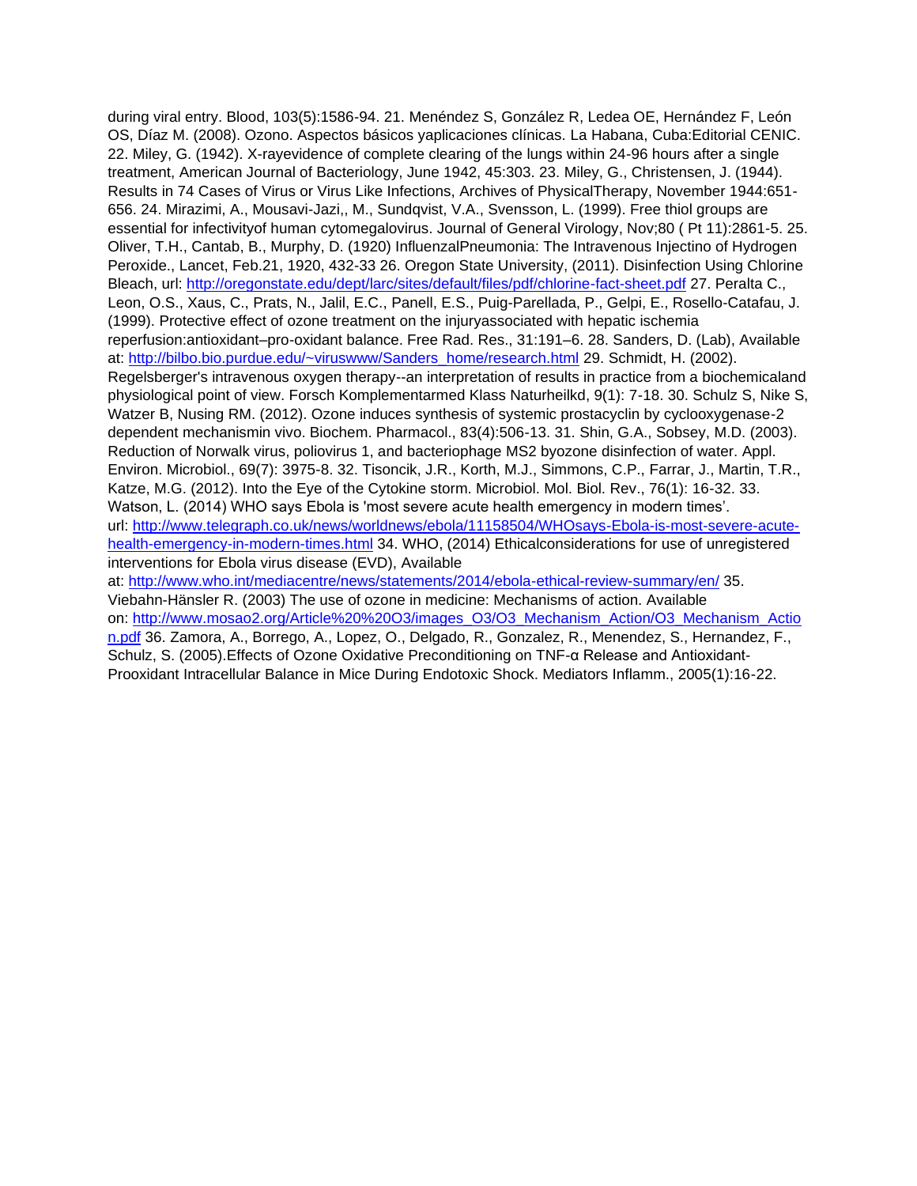during viral entry. Blood, 103(5):1586-94. 21. Menéndez S, González R, Ledea OE, Hernández F, León OS, Díaz M. (2008). Ozono. Aspectos básicos yaplicaciones clínicas. La Habana, Cuba:Editorial CENIC. 22. Miley, G. (1942). X-rayevidence of complete clearing of the lungs within 24-96 hours after a single treatment, American Journal of Bacteriology, June 1942, 45:303. 23. Miley, G., Christensen, J. (1944). Results in 74 Cases of Virus or Virus Like Infections, Archives of PhysicalTherapy, November 1944:651-656. 24. Mirazimi, A., Mousavi-Jazi,, M., Sundqvist, V.A., Svensson, L. (1999). Free thiol groups are essential for infectivityof human cytomegalovirus. Journal of General Virology, Nov;80 ( Pt 11):2861-5. 25. Oliver, T.H., Cantab, B., Murphy, D. (1920) InfluenzalPneumonia: The Intravenous Injectino of Hydrogen Peroxide., Lancet, Feb.21, 1920, 432-33 26. Oregon State University, (2011). Disinfection Using Chlorine Bleach, url: http://oregonstate.edu/dept/larc/sites/default/files/pdf/chlorine-fact-sheet.pdf 27. Peralta C., Leon, O.S., Xaus, C., Prats, N., Jalil, E.C., Panell, E.S., Puig-Parellada, P., Gelpi, E., Rosello-Catafau, J. (1999). Protective effect of ozone treatment on the injuryassociated with hepatic ischemia reperfusion:antioxidant–pro-oxidant balance. Free Rad. Res., 31:191–6. 28. Sanders, D. (Lab), Available at: http://bilbo.bio.purdue.edu/~viruswww/Sanders_home/research.html 29. Schmidt, H. (2002). Regelsberger's intravenous oxygen therapy--an interpretation of results in practice from a biochemicaland physiological point of view. Forsch Komplementarmed Klass Naturheilkd, 9(1): 7-18. 30. Schulz S, Nike S, Watzer B, Nusing RM. (2012). Ozone induces synthesis of systemic prostacyclin by cyclooxygenase-2 dependent mechanismin vivo. Biochem. Pharmacol., 83(4):506-13. 31. Shin, G.A., Sobsey, M.D. (2003). Reduction of Norwalk virus, poliovirus 1, and bacteriophage MS2 byozone disinfection of water. Appl. Environ. Microbiol., 69(7): 3975-8. 32. Tisoncik, J.R., Korth, M.J., Simmons, C.P., Farrar, J., Martin, T.R., Katze, M.G. (2012). Into the Eye of the Cytokine storm. Microbiol. Mol. Biol. Rev., 76(1): 16-32. 33. Watson, L. (2014) WHO says Ebola is 'most severe acute health emergency in modern times'. url: http://www.telegraph.co.uk/news/worldnews/ebola/11158504/WHOsays-Ebola-is-most-severe-acute-health-emergency-in-modern-times.html 34. WHO, (2014) Ethicalconsiderations for use of unregistered interventions for Ebola virus disease (EVD), Available at: http://www.who.int/mediacentre/news/statements/2014/ebola-ethical-review-summary/en/ 35. Viebahn-Hänsler R. (2003) The use of ozone in medicine: Mechanisms of action. Available on: http://www.mosao2.org/Article%20%20O3/images_O3/O3_Mechanism_Action/O3_Mechanism_Action.pdf 36. Zamora, A., Borrego, A., Lopez, O., Delgado, R., Gonzalez, R., Menendez, S., Hernandez, F., Schulz, S. (2005).Effects of Ozone Oxidative Preconditioning on TNF-α Release and Antioxidant-Prooxidant Intracellular Balance in Mice During Endotoxic Shock. Mediators Inflamm., 2005(1):16-22.